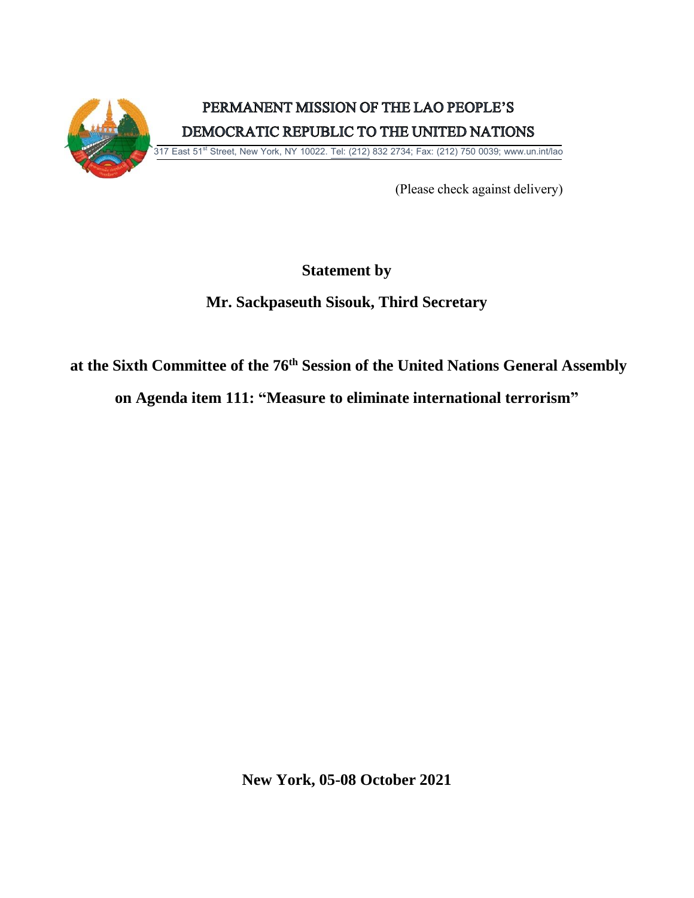PERMANENT MISSION OF THE LAO PEOPLE'S DEMOCRATIC REPUBLIC TO THE UNITED NATIONS

317 East 51st Street, New York, NY 10022. Tel: (212) 832 2734; Fax: (212) 750 0039; www.un.int/lao

(Please check against delivery)

**Statement by**

**Mr. Sackpaseuth Sisouk, Third Secretary**

**at the Sixth Committee of the 76th Session of the United Nations General Assembly on Agenda item 111: "Measure to eliminate international terrorism"**

**New York, 05-08 October 2021**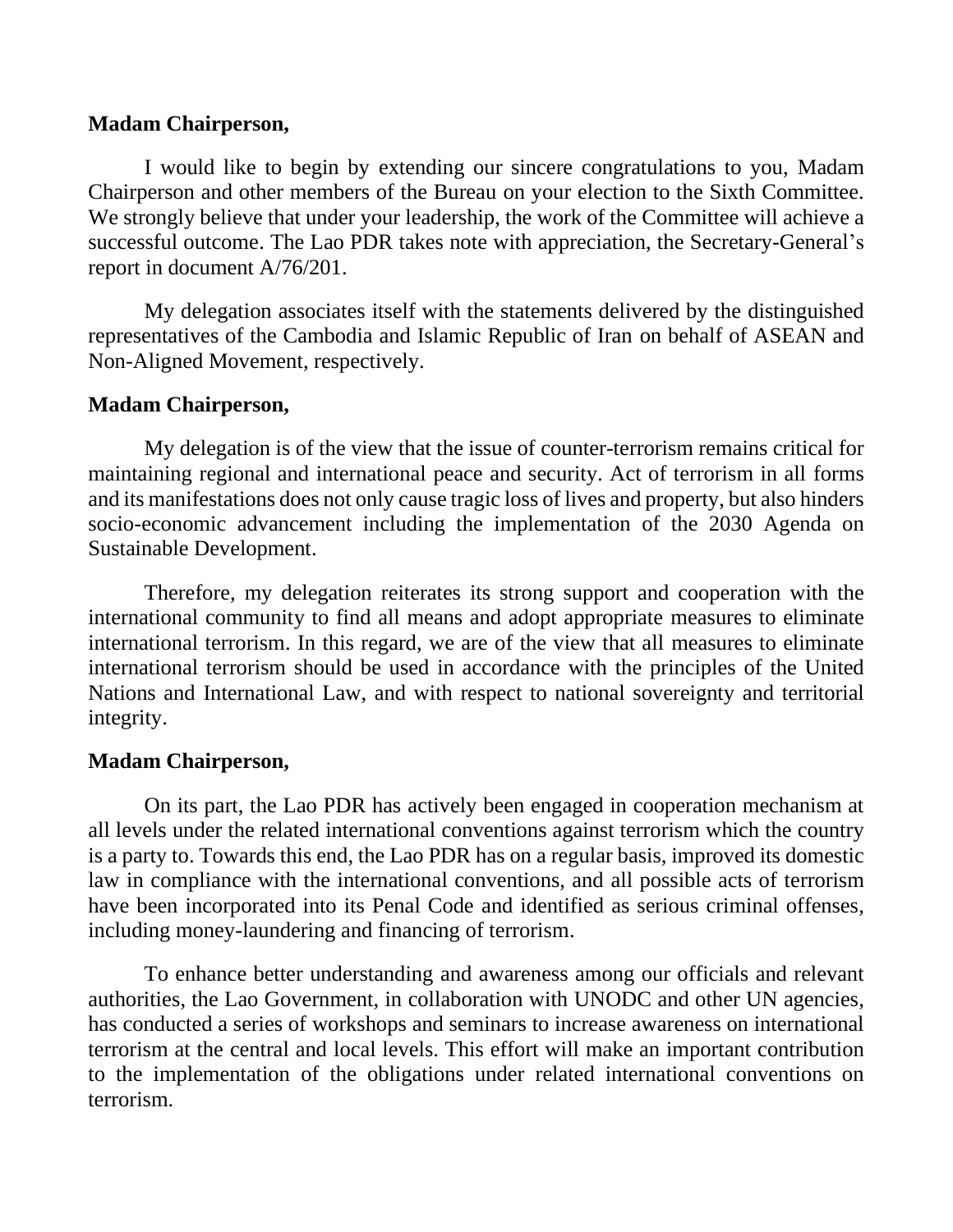**Madam Chairperson,**

I would like to begin by extending our sincere congratulations to you, Madam Chairperson and other members of the Bureau on your election to the Sixth Committee. We strongly believe that under your leadership, the work of the Committee will achieve a successful outcome. The Lao PDR takes note with appreciation, the Secretary-General's report in document A/76/201.

My delegation associates itself with the statements delivered by the distinguished representatives of the Cambodia and Islamic Republic of Iran on behalf of ASEAN and Non-Aligned Movement, respectively.

**Madam Chairperson,**

My delegation is of the view that the issue of counter-terrorism remains critical for maintaining regional and international peace and security. Act of terrorism in all forms and its manifestations does not only cause tragic loss of lives and property, but also hinders socio-economic advancement including the implementation of the 2030 Agenda on Sustainable Development.

Therefore, my delegation reiterates its strong support and cooperation with the international community to find all means and adopt appropriate measures to eliminate international terrorism. In this regard, we are of the view that all measures to eliminate international terrorism should be used in accordance with the principles of the United Nations and International Law, and with respect to national sovereignty and territorial integrity.

**Madam Chairperson,**

On its part, the Lao PDR has actively been engaged in cooperation mechanism at all levels under the related international conventions against terrorism which the country is a party to. Towards this end, the Lao PDR has on a regular basis, improved its domestic law in compliance with the international conventions, and all possible acts of terrorism have been incorporated into its Penal Code and identified as serious criminal offenses, including money-laundering and financing of terrorism.

To enhance better understanding and awareness among our officials and relevant authorities, the Lao Government, in collaboration with UNODC and other UN agencies, has conducted a series of workshops and seminars to increase awareness on international terrorism at the central and local levels. This effort will make an important contribution to the implementation of the obligations under related international conventions on terrorism.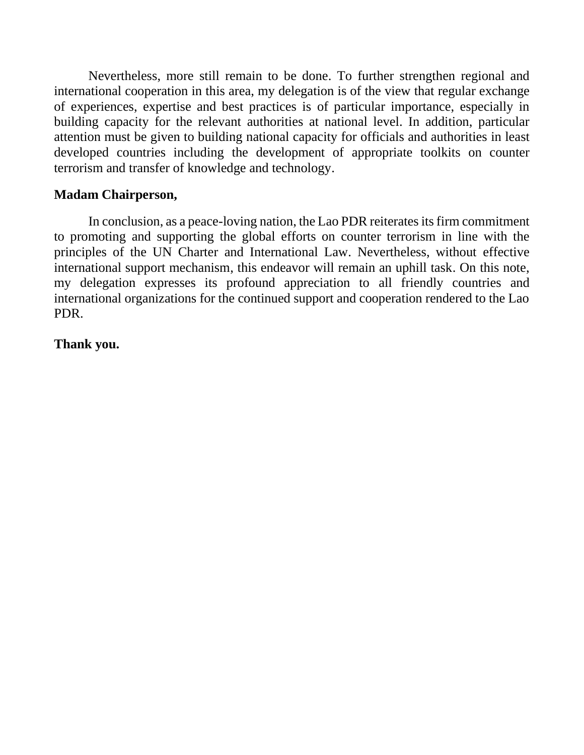Nevertheless, more still remain to be done. To further strengthen regional and international cooperation in this area, my delegation is of the view that regular exchange of experiences, expertise and best practices is of particular importance, especially in building capacity for the relevant authorities at national level. In addition, particular attention must be given to building national capacity for officials and authorities in least developed countries including the development of appropriate toolkits on counter terrorism and transfer of knowledge and technology.

**Madam Chairperson,**

In conclusion, as a peace-loving nation, the Lao PDR reiterates its firm commitment to promoting and supporting the global efforts on counter terrorism in line with the principles of the UN Charter and International Law. Nevertheless, without effective international support mechanism, this endeavor will remain an uphill task. On this note, my delegation expresses its profound appreciation to all friendly countries and international organizations for the continued support and cooperation rendered to the Lao PDR.

**Thank you.**